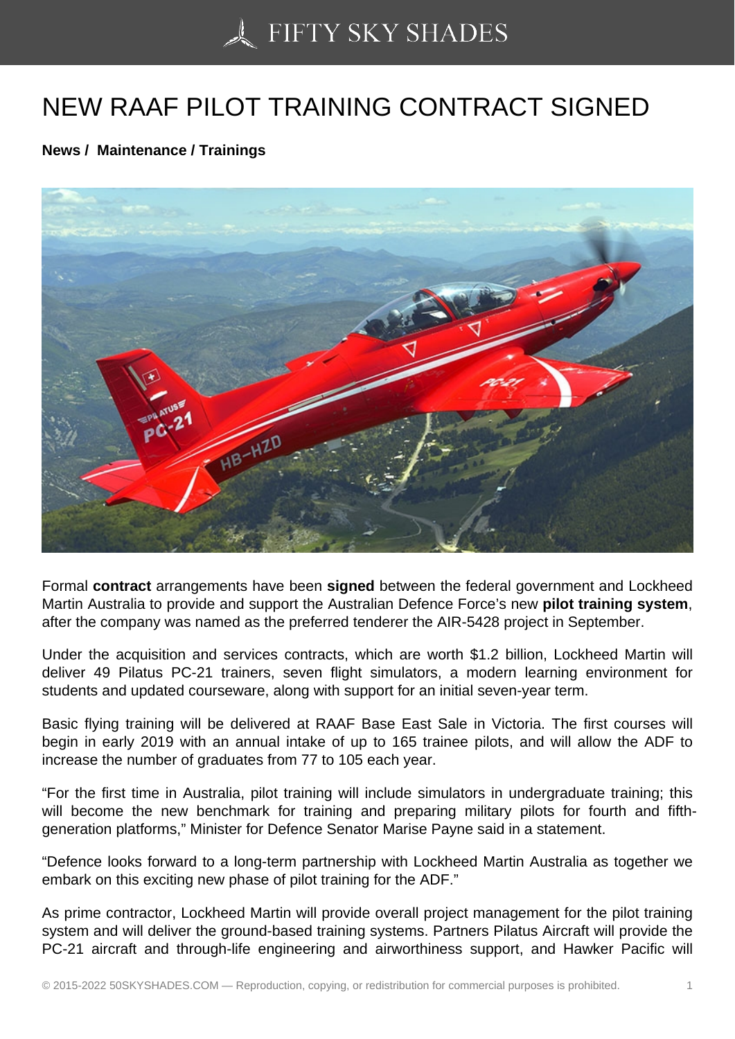# NEW RAAF PILOT TRAINING CONTRACT SIGNED

**News / Maintenance / Trainings**

Formal **contract** arrangements have been **signed** between the federal government and Lockheed Martin Australia to provide and support the Australian Defence Force's new **pilot training system**, after the company was named as the preferred tenderer the AIR-5428 project in September.

Under the acquisition and services contracts, which are worth $1.2 billion, Lockheed Martin will deliver 49 Pilatus PC-21 trainers, seven flight simulators, a modern learning environment for students and updated courseware, along with support for an initial seven-year term.

Basic flying training will be delivered at RAAF Base East Sale in Victoria. The first courses will begin in early 2019 with an annual intake of up to 165 trainee pilots, and will allow the ADF to increase the number of graduates from 77 to 105 each year.

"For the first time in Australia, pilot training will include simulators in undergraduate training; this will become the new benchmark for training and preparing military pilots for fourth and fifth-generation platforms," Minister for Defence Senator Marise Payne said in a statement.

"Defence looks forward to a long-term partnership with Lockheed Martin Australia as together we embark on this exciting new phase of pilot training for the ADF."

As prime contractor, Lockheed Martin will provide overall project management for the pilot training system and will deliver the ground-based training systems. Partners Pilatus Aircraft will provide the PC-21 aircraft and through-life engineering and airworthiness support, and Hawker Pacific will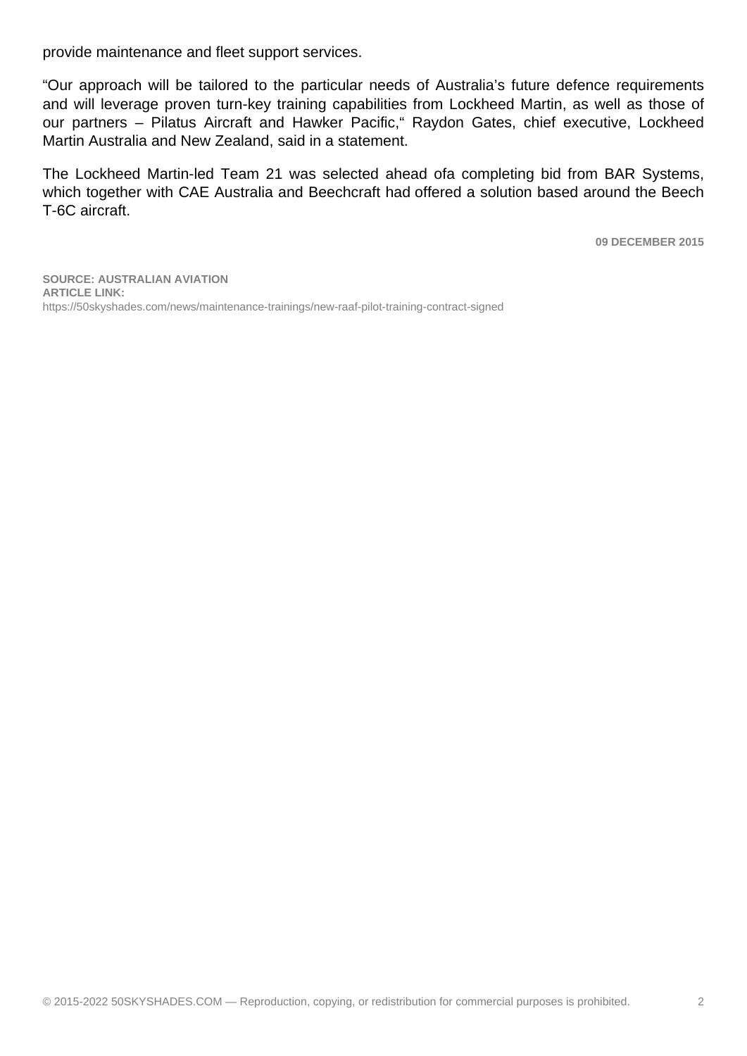provide maintenance and fleet support services.

“Our approach will be tailored to the particular needs of Australia’s future defence requirements and will leverage proven turn-key training capabilities from Lockheed Martin, as well as those of our partners – Pilatus Aircraft and Hawker Pacific,“ Raydon Gates, chief executive, Lockheed Martin Australia and New Zealand, said in a statement.

The Lockheed Martin-led Team 21 was selected ahead ofa completing bid from BAR Systems, which together with CAE Australia and Beechcraft had offered a solution based around the Beech T-6C aircraft.

**09 DECEMBER 2015**

**SOURCE: AUSTRALIAN AVIATION**
**ARTICLE LINK:**
https://50skyshades.com/news/maintenance-trainings/new-raaf-pilot-training-contract-signed

© 2015-2022 50SKYSHADES.COM — Reproduction, copying, or redistribution for commercial purposes is prohibited.